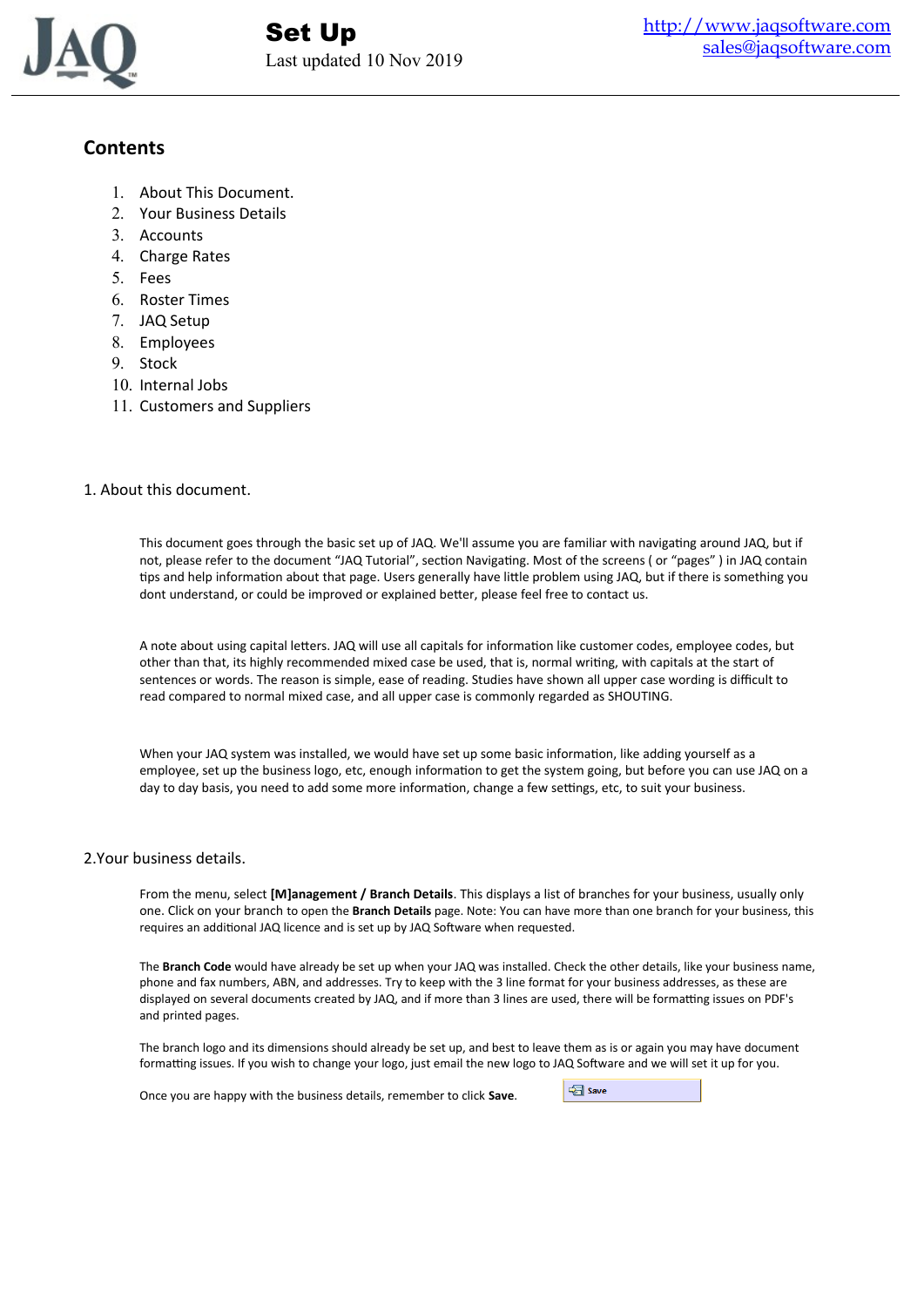# Set Up

Last updated 10 Nov 2019

http://www.jaqsoftware.com
sales@jaqsoftware.com

## Contents

1. About This Document.
2. Your Business Details
3. Accounts
4. Charge Rates
5. Fees
6. Roster Times
7. JAQ Setup
8. Employees
9. Stock
10. Internal Jobs
11. Customers and Suppliers

## 1. About this document.

This document goes through the basic set up of JAQ. We'll assume you are familiar with navigating around JAQ, but if not, please refer to the document "JAQ Tutorial", section Navigating. Most of the screens ( or "pages" ) in JAQ contain tips and help information about that page. Users generally have little problem using JAQ, but if there is something you dont understand, or could be improved or explained better, please feel free to contact us.

A note about using capital letters. JAQ will use all capitals for information like customer codes, employee codes, but other than that, its highly recommended mixed case be used, that is, normal writing, with capitals at the start of sentences or words. The reason is simple, ease of reading. Studies have shown all upper case wording is difficult to read compared to normal mixed case, and all upper case is commonly regarded as SHOUTING.

When your JAQ system was installed, we would have set up some basic information, like adding yourself as a employee, set up the business logo, etc, enough information to get the system going, but before you can use JAQ on a day to day basis, you need to add some more information, change a few settings, etc, to suit your business.

## 2.Your business details.

From the menu, select **[M]anagement / Branch Details**. This displays a list of branches for your business, usually only one. Click on your branch to open the **Branch Details** page. Note: You can have more than one branch for your business, this requires an additional JAQ licence and is set up by JAQ Software when requested.

The **Branch Code** would have already be set up when your JAQ was installed. Check the other details, like your business name, phone and fax numbers, ABN, and addresses. Try to keep with the 3 line format for your business addresses, as these are displayed on several documents created by JAQ, and if more than 3 lines are used, there will be formatting issues on PDF's and printed pages.

The branch logo and its dimensions should already be set up, and best to leave them as is or again you may have document formatting issues. If you wish to change your logo, just email the new logo to JAQ Software and we will set it up for you.

Once you are happy with the business details, remember to click **Save**.

Save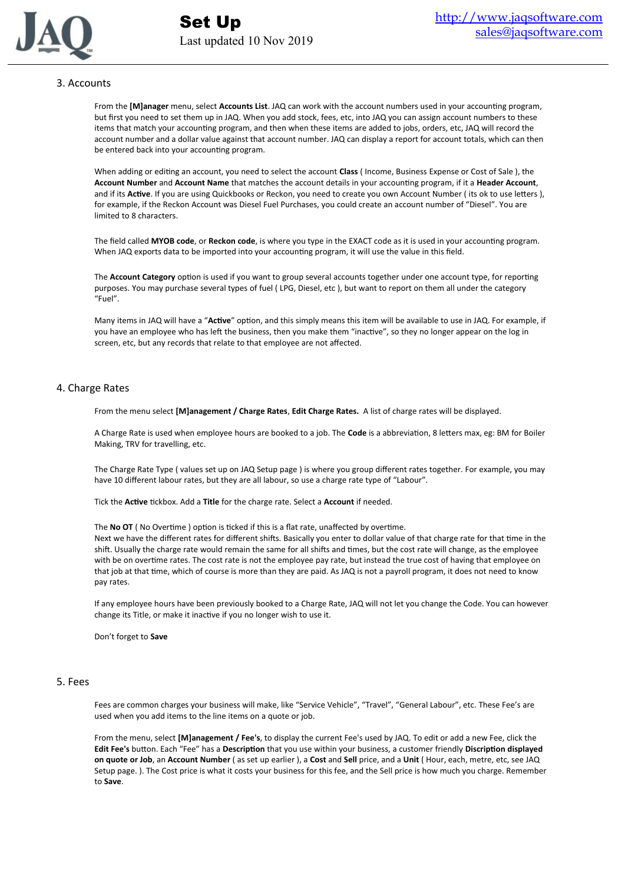## 3. Accounts

From the **[M]anager** menu, select **Accounts List**. JAQ can work with the account numbers used in your accounting program, but first you need to set them up in JAQ. When you add stock, fees, etc, into JAQ you can assign account numbers to these items that match your accounting program, and then when these items are added to jobs, orders, etc, JAQ will record the account number and a dollar value against that account number. JAQ can display a report for account totals, which can then be entered back into your accounting program.

When adding or editing an account, you need to select the account **Class** ( Income, Business Expense or Cost of Sale ), the **Account Number** and **Account Name** that matches the account details in your accounting program, if it a **Header Account**, and if its **Active**. If you are using Quickbooks or Reckon, you need to create you own Account Number ( its ok to use letters ), for example, if the Reckon Account was Diesel Fuel Purchases, you could create an account number of "Diesel". You are limited to 8 characters.

The field called **MYOB code**, or **Reckon code**, is where you type in the EXACT code as it is used in your accounting program. When JAQ exports data to be imported into your accounting program, it will use the value in this field.

The **Account Category** option is used if you want to group several accounts together under one account type, for reporting purposes. You may purchase several types of fuel ( LPG, Diesel, etc ), but want to report on them all under the category "Fuel".

Many items in JAQ will have a "**Active**" option, and this simply means this item will be available to use in JAQ. For example, if you have an employee who has left the business, then you make them "inactive", so they no longer appear on the log in screen, etc, but any records that relate to that employee are not affected.

## 4. Charge Rates

From the menu select **[M]anagement / Charge Rates**, **Edit Charge Rates.** A list of charge rates will be displayed.

A Charge Rate is used when employee hours are booked to a job. The **Code** is a abbreviation, 8 letters max, eg: BM for Boiler Making, TRV for travelling, etc.

The Charge Rate Type ( values set up on JAQ Setup page ) is where you group different rates together. For example, you may have 10 different labour rates, but they are all labour, so use a charge rate type of "Labour".

Tick the **Active** tickbox. Add a **Title** for the charge rate. Select a **Account** if needed.

The **No OT** ( No Overtime ) option is ticked if this is a flat rate, unaffected by overtime.
Next we have the different rates for different shifts. Basically you enter to dollar value of that charge rate for that time in the shift. Usually the charge rate would remain the same for all shifts and times, but the cost rate will change, as the employee with be on overtime rates. The cost rate is not the employee pay rate, but instead the true cost of having that employee on that job at that time, which of course is more than they are paid. As JAQ is not a payroll program, it does not need to know pay rates.

If any employee hours have been previously booked to a Charge Rate, JAQ will not let you change the Code. You can however change its Title, or make it inactive if you no longer wish to use it.

Don't forget to **Save**

## 5. Fees

Fees are common charges your business will make, like "Service Vehicle", "Travel", "General Labour", etc. These Fee's are used when you add items to the line items on a quote or job.

From the menu, select **[M]anagement / Fee's**, to display the current Fee's used by JAQ. To edit or add a new Fee, click the **Edit Fee's** button. Each "Fee" has a **Description** that you use within your business, a customer friendly **Discription displayed on quote or Job**, an **Account Number** ( as set up earlier ), a **Cost** and **Sell** price, and a **Unit** ( Hour, each, metre, etc, see JAQ Setup page. ). The Cost price is what it costs your business for this fee, and the Sell price is how much you charge. Remember to **Save**.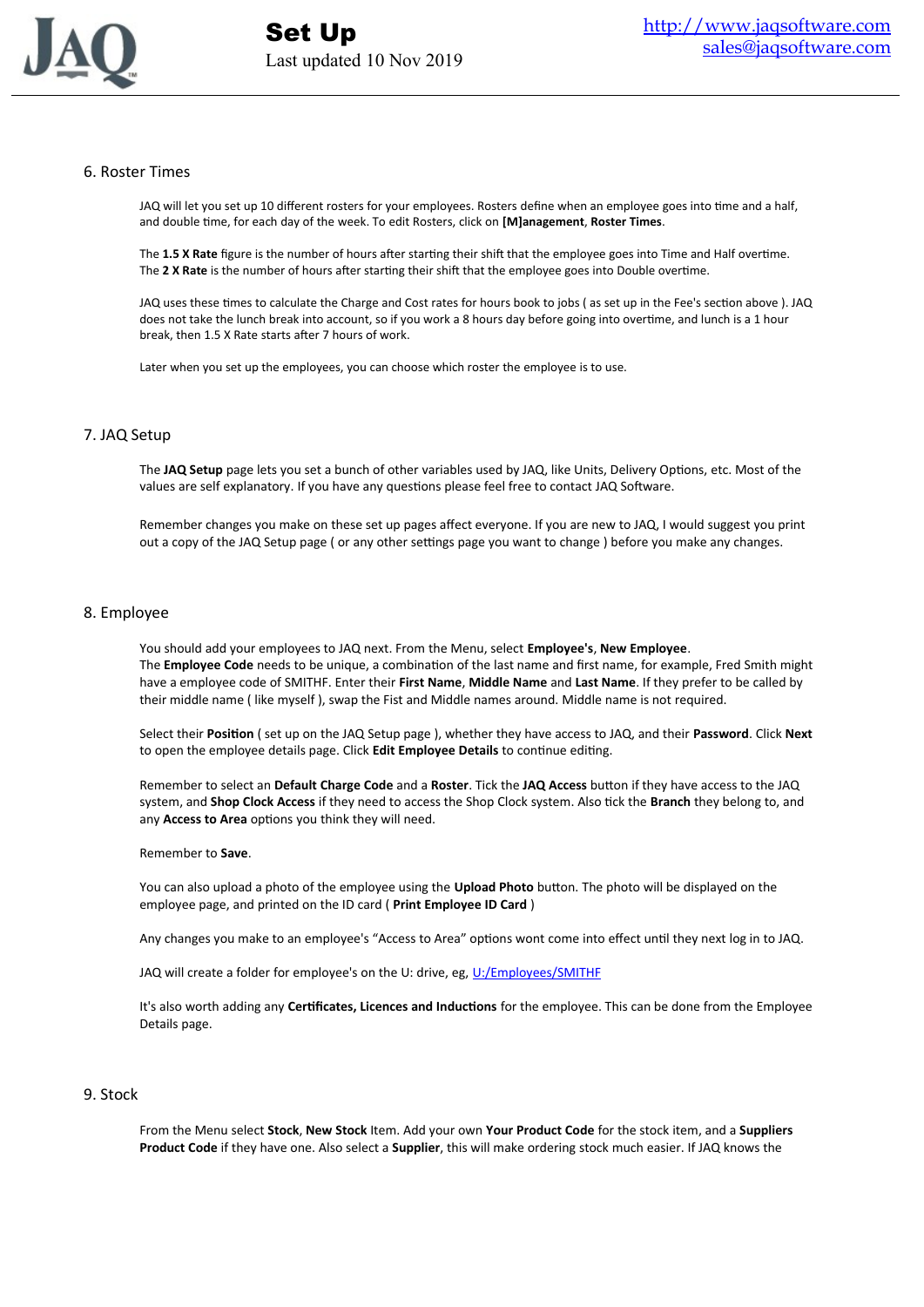## 6. Roster Times

JAQ will let you set up 10 different rosters for your employees. Rosters define when an employee goes into time and a half, and double time, for each day of the week. To edit Rosters, click on **[M]anagement**, **Roster Times**.

The **1.5 X Rate** figure is the number of hours after starting their shift that the employee goes into Time and Half overtime. The **2 X Rate** is the number of hours after starting their shift that the employee goes into Double overtime.

JAQ uses these times to calculate the Charge and Cost rates for hours book to jobs ( as set up in the Fee's section above ). JAQ does not take the lunch break into account, so if you work a 8 hours day before going into overtime, and lunch is a 1 hour break, then 1.5 X Rate starts after 7 hours of work.

Later when you set up the employees, you can choose which roster the employee is to use.

## 7. JAQ Setup

The **JAQ Setup** page lets you set a bunch of other variables used by JAQ, like Units, Delivery Options, etc. Most of the values are self explanatory. If you have any questions please feel free to contact JAQ Software.

Remember changes you make on these set up pages affect everyone. If you are new to JAQ, I would suggest you print out a copy of the JAQ Setup page ( or any other settings page you want to change ) before you make any changes.

## 8. Employee

You should add your employees to JAQ next. From the Menu, select **Employee's**, **New Employee**. The **Employee Code** needs to be unique, a combination of the last name and first name, for example, Fred Smith might have a employee code of SMITHF. Enter their **First Name**, **Middle Name** and **Last Name**. If they prefer to be called by their middle name ( like myself ), swap the Fist and Middle names around. Middle name is not required.

Select their **Position** ( set up on the JAQ Setup page ), whether they have access to JAQ, and their **Password**. Click **Next** to open the employee details page. Click **Edit Employee Details** to continue editing.

Remember to select an **Default Charge Code** and a **Roster**. Tick the **JAQ Access** button if they have access to the JAQ system, and **Shop Clock Access** if they need to access the Shop Clock system. Also tick the **Branch** they belong to, and any **Access to Area** options you think they will need.

Remember to **Save**.

You can also upload a photo of the employee using the **Upload Photo** button. The photo will be displayed on the employee page, and printed on the ID card ( **Print Employee ID Card** )

Any changes you make to an employee's "Access to Area" options wont come into effect until they next log in to JAQ.

JAQ will create a folder for employee's on the U: drive, eg, U:/Employees/SMITHF

It's also worth adding any **Certificates, Licences and Inductions** for the employee. This can be done from the Employee Details page.

## 9. Stock

From the Menu select **Stock**, **New Stock** Item. Add your own **Your Product Code** for the stock item, and a **Suppliers Product Code** if they have one. Also select a **Supplier**, this will make ordering stock much easier. If JAQ knows the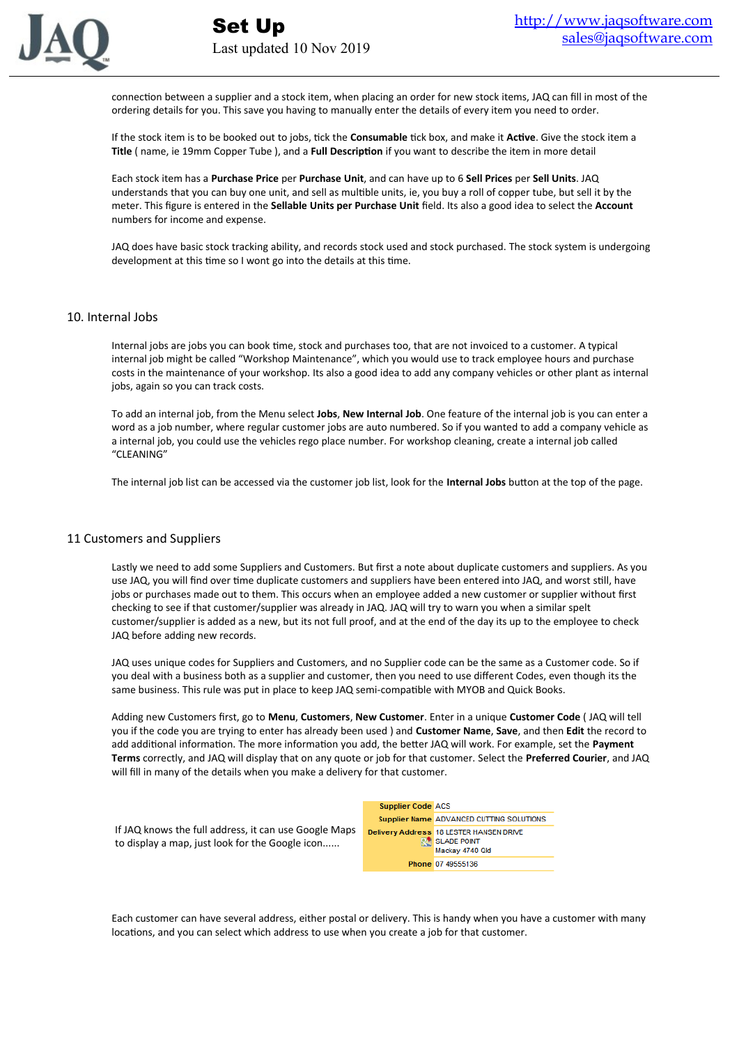connection between a supplier and a stock item, when placing an order for new stock items, JAQ can fill in most of the ordering details for you. This save you having to manually enter the details of every item you need to order.

If the stock item is to be booked out to jobs, tick the **Consumable** tick box, and make it **Active**. Give the stock item a **Title** ( name, ie 19mm Copper Tube ), and a **Full Description** if you want to describe the item in more detail

Each stock item has a **Purchase Price** per **Purchase Unit**, and can have up to 6 **Sell Prices** per **Sell Units**. JAQ understands that you can buy one unit, and sell as multible units, ie, you buy a roll of copper tube, but sell it by the meter. This figure is entered in the **Sellable Units per Purchase Unit** field. Its also a good idea to select the **Account** numbers for income and expense.

JAQ does have basic stock tracking ability, and records stock used and stock purchased. The stock system is undergoing development at this time so I wont go into the details at this time.

## 10. Internal Jobs

Internal jobs are jobs you can book time, stock and purchases too, that are not invoiced to a customer. A typical internal job might be called “Workshop Maintenance”, which you would use to track employee hours and purchase costs in the maintenance of your workshop. Its also a good idea to add any company vehicles or other plant as internal jobs, again so you can track costs.

To add an internal job, from the Menu select **Jobs**, **New Internal Job**. One feature of the internal job is you can enter a word as a job number, where regular customer jobs are auto numbered. So if you wanted to add a company vehicle as a internal job, you could use the vehicles rego place number. For workshop cleaning, create a internal job called “CLEANING”

The internal job list can be accessed via the customer job list, look for the **Internal Jobs** button at the top of the page.

## 11 Customers and Suppliers

Lastly we need to add some Suppliers and Customers. But first a note about duplicate customers and suppliers. As you use JAQ, you will find over time duplicate customers and suppliers have been entered into JAQ, and worst still, have jobs or purchases made out to them. This occurs when an employee added a new customer or supplier without first checking to see if that customer/supplier was already in JAQ. JAQ will try to warn you when a similar spelt customer/supplier is added as a new, but its not full proof, and at the end of the day its up to the employee to check JAQ before adding new records.

JAQ uses unique codes for Suppliers and Customers, and no Supplier code can be the same as a Customer code. So if you deal with a business both as a supplier and customer, then you need to use different Codes, even though its the same business. This rule was put in place to keep JAQ semi-compatible with MYOB and Quick Books.

Adding new Customers first, go to **Menu**, **Customers**, **New Customer**. Enter in a unique **Customer Code** ( JAQ will tell you if the code you are trying to enter has already been used ) and **Customer Name**, **Save**, and then **Edit** the record to add additional information. The more information you add, the better JAQ will work. For example, set the **Payment Terms** correctly, and JAQ will display that on any quote or job for that customer. Select the **Preferred Courier**, and JAQ will fill in many of the details when you make a delivery for that customer.

If JAQ knows the full address, it can use Google Maps to display a map, just look for the Google icon......

| | |
|---|---|
| **Supplier Code** | ACS |
| **Supplier Name** | ADVANCED CUTTING SOLUTIONS |
| **Delivery Address** | 18 LESTER HANSEN DRIVE<br>SLADE POINT<br>Mackay 4740 Qld |
| **Phone** | 07 49555136 |

Each customer can have several address, either postal or delivery. This is handy when you have a customer with many locations, and you can select which address to use when you create a job for that customer.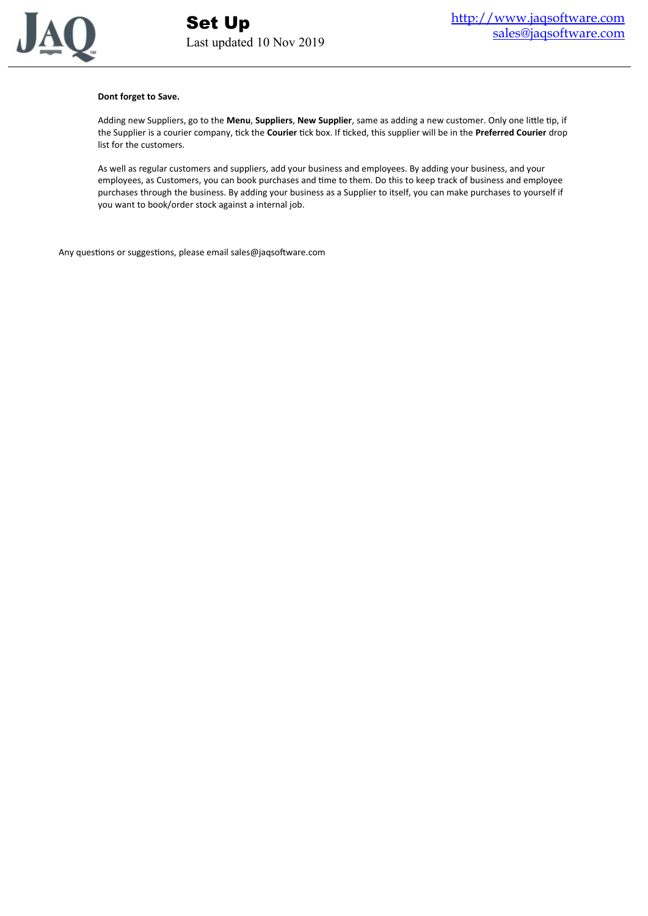**Dont forget to Save.**

Adding new Suppliers, go to the **Menu**, **Suppliers**, **New Supplier**, same as adding a new customer. Only one little tip, if the Supplier is a courier company, tick the **Courier** tick box. If ticked, this supplier will be in the **Preferred Courier** drop list for the customers.

As well as regular customers and suppliers, add your business and employees. By adding your business, and your employees, as Customers, you can book purchases and time to them. Do this to keep track of business and employee purchases through the business. By adding your business as a Supplier to itself, you can make purchases to yourself if you want to book/order stock against a internal job.

Any questions or suggestions, please email sales@jaqsoftware.com